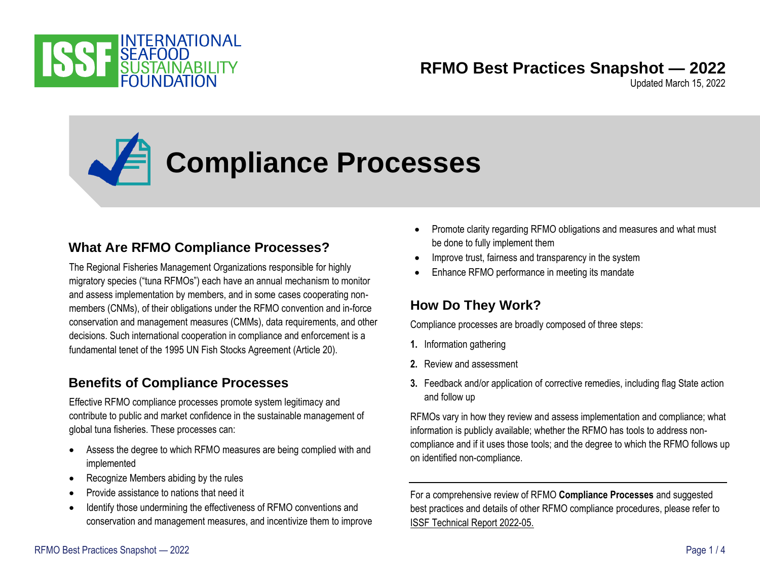# RFMO Best Practices Snapshot — 2022

Updated March 15, 2022

# Compliance Processes

## What Are RFMO Compliance Processes?

The Regional Fisheries Management Organizations responsible for highly migratory species ("tuna RFMOs") each have an annual mechanism to monitor and assess implementation by members, and in some cases cooperating non-members (CNMs), of their obligations under the RFMO convention and in-force conservation and management measures (CMMs), data requirements, and other decisions. Such international cooperation in compliance and enforcement is a fundamental tenet of the 1995 UN Fish Stocks Agreement (Article 20).

## Benefits of Compliance Processes

Effective RFMO compliance processes promote system legitimacy and contribute to public and market confidence in the sustainable management of global tuna fisheries. These processes can:

- Assess the degree to which RFMO measures are being complied with and implemented
- Recognize Members abiding by the rules
- Provide assistance to nations that need it
- Identify those undermining the effectiveness of RFMO conventions and conservation and management measures, and incentivize them to improve
- Promote clarity regarding RFMO obligations and measures and what must be done to fully implement them
- Improve trust, fairness and transparency in the system
- Enhance RFMO performance in meeting its mandate

## How Do They Work?

Compliance processes are broadly composed of three steps:

1. Information gathering
2. Review and assessment
3. Feedback and/or application of corrective remedies, including flag State action and follow up

RFMOs vary in how they review and assess implementation and compliance; what information is publicly available; whether the RFMO has tools to address non-compliance and if it uses those tools; and the degree to which the RFMO follows up on identified non-compliance.

---

For a comprehensive review of RFMO **Compliance Processes** and suggested best practices and details of other RFMO compliance procedures, please refer to ISSF Technical Report 2022-05.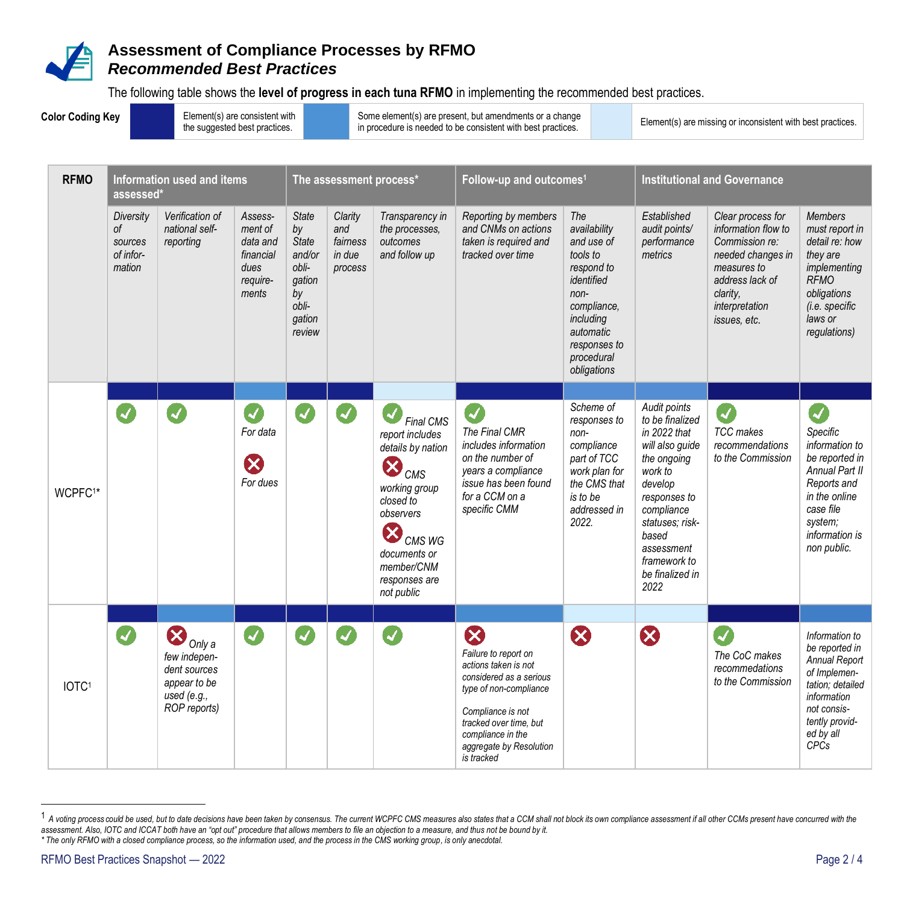# Assessment of Compliance Processes by RFMO
## *Recommended Best Practices*

The following table shows the **level of progress in each tuna RFMO** in implementing the recommended best practices.

**Color Coding Key**

| Color | Meaning |
|---|---|
| Dark blue | Element(s) are consistent with the suggested best practices. |
| Medium blue | Some element(s) are present, but amendments or a change in procedure is needed to be consistent with best practices. |
| Light blue | Element(s) are missing or inconsistent with best practices. |

| RFMO | Information used and items assessed* | | | The assessment process* | | | Follow-up and outcomes[1] | | Institutional and Governance | | |
|---|---|---|---|---|---|---|---|---|---|---|---|
| | *Diversity of sources of information* | *Verification of national self-reporting* | *Assessment of data and financial dues requirements* | *State by State and/or obligation by obligation review* | *Clarity and fairness in due process* | *Transparency in the processes, outcomes and follow up* | *Reporting by members and CNMs on actions taken is required and tracked over time* | *The availability and use of tools to respond to identified non-compliance, including automatic responses to procedural obligations* | *Established audit points/ performance metrics* | *Clear process for information flow to Commission re: needed changes in measures to address lack of clarity, interpretation issues, etc.* | *Members must report in detail re: how they are implementing RFMO obligations (i.e. specific laws or regulations)* |
| WCPFC[1]* | ✔ (dark blue) | ✔ (dark blue) | (medium blue) ✔ *For data* ✘ *For dues* | ✔ (dark blue) | ✔ (dark blue) | (light blue) ✔ *Final CMS report includes details by nation* ✘ *CMS working group closed to observers* ✘ *CMS WG documents or member/CNM responses are not public* | ✔ (dark blue) *The Final CMR includes information on the number of years a compliance issue has been found for a CCM on a specific CMM* | (dark blue) *Scheme of responses to non-compliance part of TCC work plan for the CMS that is to be addressed in 2022.* | (medium blue) *Audit points to be finalized in 2022 that will also guide the ongoing work to develop responses to compliance statuses; risk-based assessment framework to be finalized in 2022* | ✔ (dark blue) *TCC makes recommendations to the Commission* | ✔ (dark blue) *Specific information to be reported in Annual Part II Reports and in the online case file system; information is non public.* |
| IOTC[1] | ✔ (dark blue) | (medium blue) ✘ *Only a few independent sources appear to be used (e.g., ROP reports)* | ✔ (dark blue) | ✔ (dark blue) | ✔ (dark blue) | ✔ (dark blue) | (medium blue) ✘ *Failure to report on actions taken is not considered as a serious type of non-compliance* *Compliance is not tracked over time, but compliance in the aggregate by Resolution is tracked* | ✘ (light blue) | ✘ (light blue) | ✔ (dark blue) *The CoC makes recommendations to the Commission* | (medium blue) *Information to be reported in Annual Report of Implementation; detailed information not consistently provided by all CPCs* |

[1] A voting process could be used, but to date decisions have been taken by consensus. The current WCPFC CMS measures also states that a CCM shall not block its own compliance assessment if all other CCMs present have concurred with the assessment. Also, IOTC and ICCAT both have an "opt out" procedure that allows members to file an objection to a measure, and thus not be bound by it.

\* The only RFMO with a closed compliance process, so the information used, and the process in the CMS working group, is only anecdotal.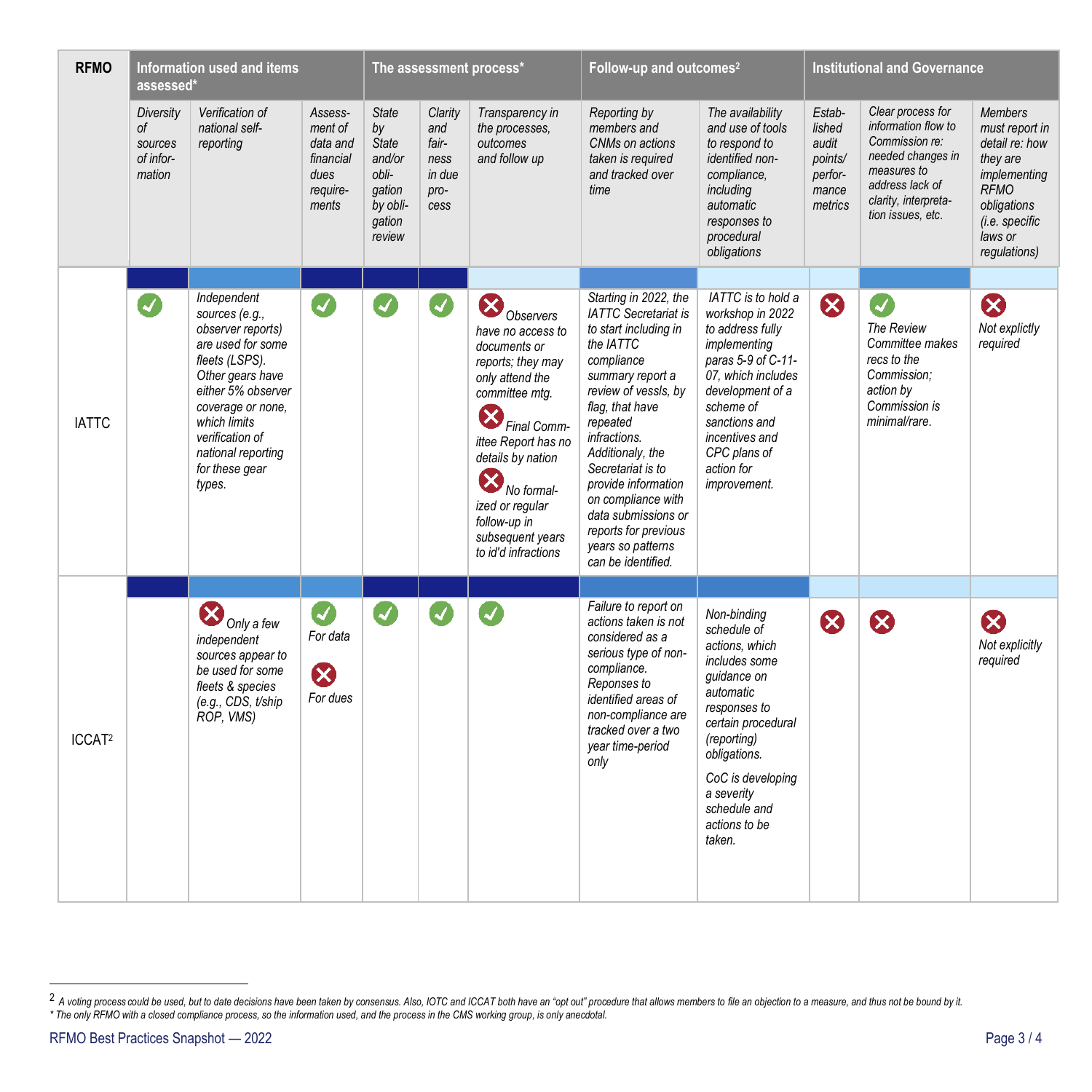| RFMO | Information used and items assessed* | | | The assessment process* | | | Follow-up and outcomes[2] | | Institutional and Governance | | |
|---|---|---|---|---|---|---|---|---|---|---|---|
| | *Diversity of sources of information* | *Verification of national self-reporting* | *Assessment of data and financial dues requirements* | *State by State and/or obligation by obligation review* | *Clarity and fairness in due process* | *Transparency in the processes, outcomes and follow up* | *Reporting by members and CNMs on actions taken is required and tracked over time* | *The availability and use of tools to respond to identified non-compliance, including automatic responses to procedural obligations* | *Established audit points/ performance metrics* | *Clear process for information flow to Commission re: needed changes in measures to address lack of clarity, interpretation issues, etc.* | *Members must report in detail re: how they are implementing RFMO obligations (i.e. specific laws or regulations)* |
| IATTC | ✓ | *Independent sources (e.g., observer reports) are used for some fleets (LSPS). Other gears have either 5% observer coverage or none, which limits verification of national reporting for these gear types.* | ✓ | ✓ | ✓ | ✗ *Observers have no access to documents or reports; they may only attend the committee mtg.* ✗ *Final Committee Report has no details by nation* ✗ *No formalized or regular follow-up in subsequent years to id'd infractions* | *Starting in 2022, the IATTC Secretariat is to start including in the IATTC compliance summary report a review of vessls, by flag, that have repeated infractions. Additionaly, the Secretariat is to provide information on compliance with data submissions or reports for previous years so patterns can be identified.* | *IATTC is to hold a workshop in 2022 to address fully implementing paras 5-9 of C-11-07, which includes development of a scheme of sanctions and incentives and CPC plans of action for improvement.* | ✗ | ✓ *The Review Committee makes recs to the Commission; action by Commission is minimal/rare.* | ✗ *Not explicitly required* |
| ICCAT[2] | | ✗ *Only a few independent sources appear to be used for some fleets & species (e.g., CDS, t/ship ROP, VMS)* | ✓ *For data* ✗ *For dues* | ✓ | ✓ | ✓ | *Failure to report on actions taken is not considered as a serious type of non-compliance. Reponses to identified areas of non-compliance are tracked over a two year time-period only* | *Non-binding schedule of actions, which includes some guidance on automatic responses to certain procedural (reporting) obligations.* *CoC is developing a severity schedule and actions to be taken.* | ✗ | ✗ | ✗ *Not explicitly required* |

[2] *A voting process could be used, but to date decisions have been taken by consensus. Also, IOTC and ICCAT both have an "opt out" procedure that allows members to file an objection to a measure, and thus not be bound by it.*
*\* The only RFMO with a closed compliance process, so the information used, and the process in the CMS working group, is only anecdotal.*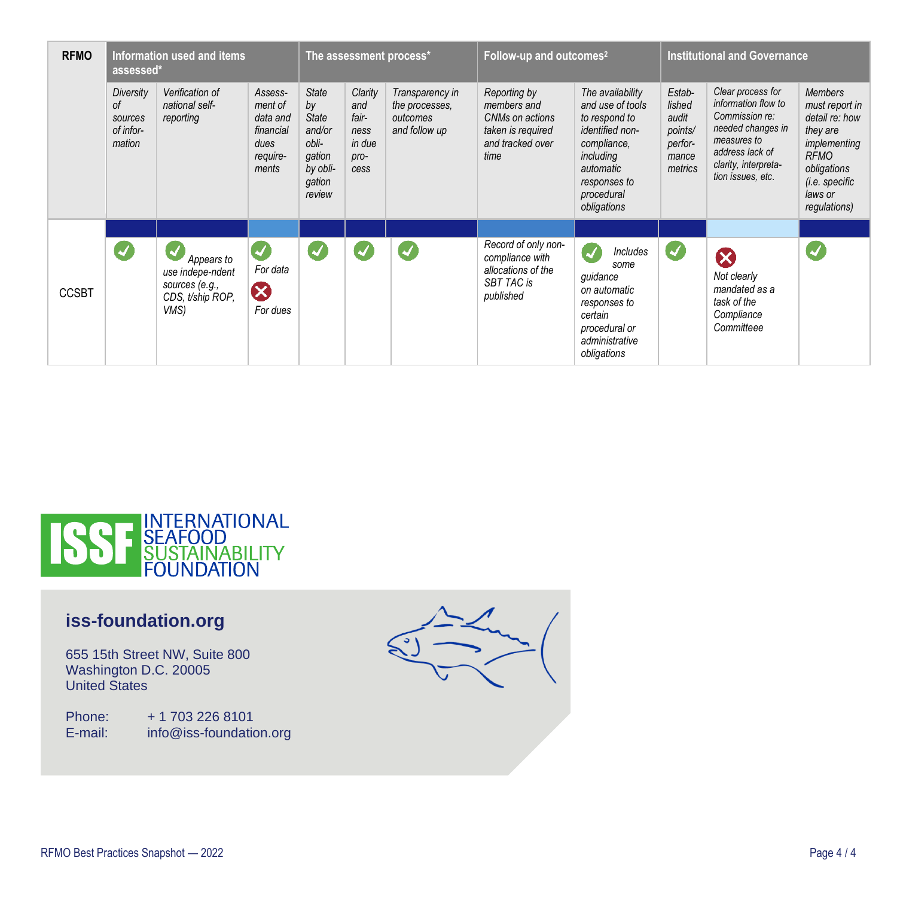| RFMO | Information used and items assessed* | | | The assessment process* | | | Follow-up and outcomes[2] | | Institutional and Governance | | |
|---|---|---|---|---|---|---|---|---|---|---|---|
| | Diversity of sources of information | Verification of national self-reporting | Assessment of data and financial dues requirements | State by State and/or obligation by obligation review | Clarity and fairness in due process | Transparency in the processes, outcomes and follow up | Reporting by members and CNMs on actions taken is required and tracked over time | The availability and use of tools to respond to identified non-compliance, including automatic responses to procedural obligations | Established audit points/ performance metrics | Clear process for information flow to Commission re: needed changes in measures to address lack of clarity, interpretation issues, etc. | Members must report in detail re: how they are implementing RFMO obligations (i.e. specific laws or regulations) |
| CCSBT | ✓ | ✓ Appears to use indepe-ndent sources (e.g., CDS, t/ship ROP, VMS) | ✓ For data ✗ For dues | ✓ | ✓ | ✓ | Record of only non-compliance with allocations of the SBT TAC is published | ✓ Includes some guidance on automatic responses to certain procedural or administrative obligations | ✓ | ✗ Not clearly mandated as a task of the Compliance Committeee | ✓ |

ISSF INTERNATIONAL SEAFOOD SUSTAINABILITY FOUNDATION

**iss-foundation.org**

655 15th Street NW, Suite 800
Washington D.C. 20005
United States

Phone: + 1 703 226 8101
E-mail: info@iss-foundation.org

RFMO Best Practices Snapshot — 2022